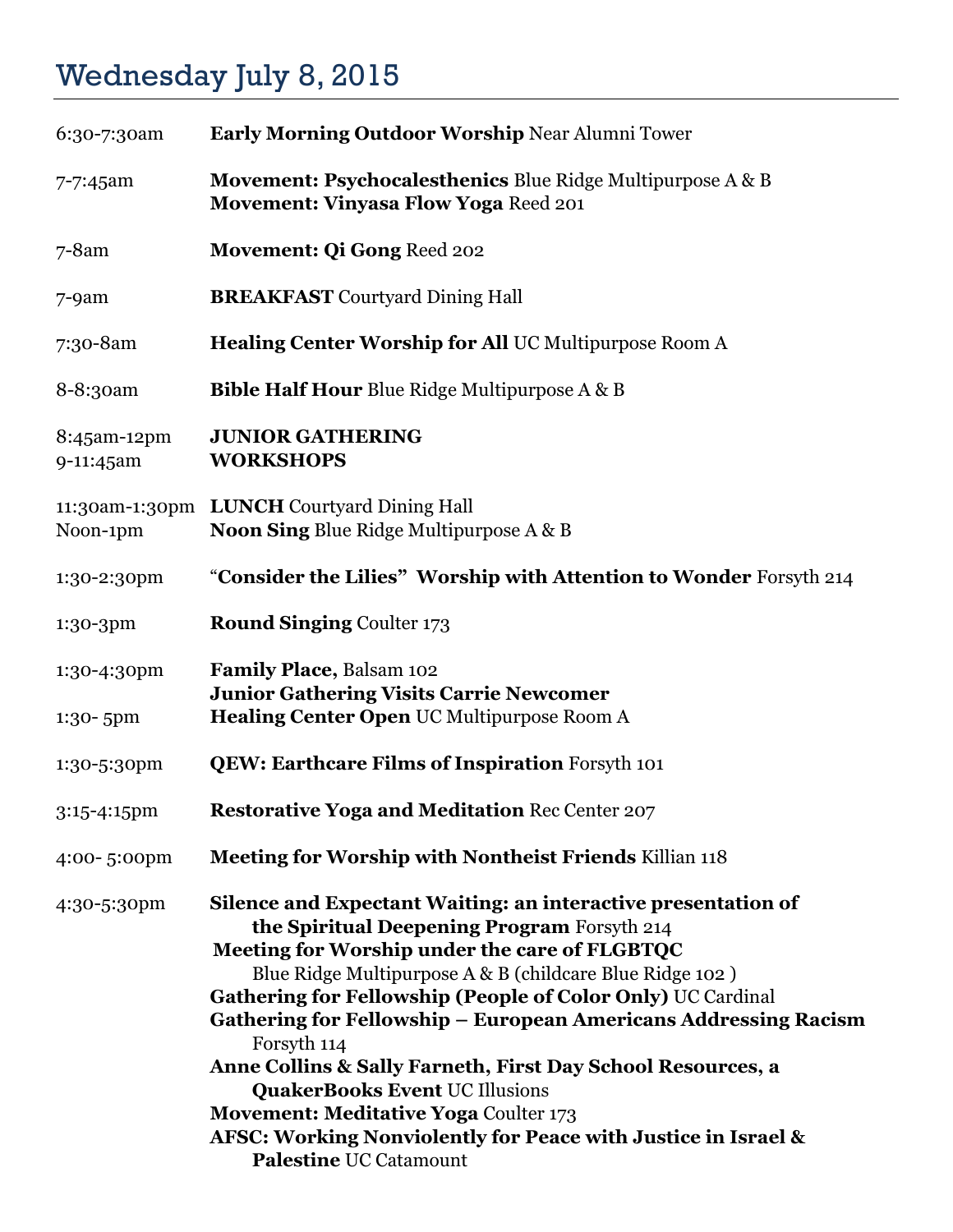# Wednesday July 8, 2015

| | |
|---|---|
| 6:30-7:30am | **Early Morning Outdoor Worship** Near Alumni Tower |
| 7-7:45am | **Movement: Psychocalesthenics** Blue Ridge Multipurpose A & B<br>**Movement: Vinyasa Flow Yoga** Reed 201 |
| 7-8am | **Movement: Qi Gong** Reed 202 |
| 7-9am | **BREAKFAST** Courtyard Dining Hall |
| 7:30-8am | **Healing Center Worship for All** UC Multipurpose Room A |
| 8-8:30am | **Bible Half Hour** Blue Ridge Multipurpose A & B |
| 8:45am-12pm<br>9-11:45am | **JUNIOR GATHERING**<br>**WORKSHOPS** |
| 11:30am-1:30pm<br>Noon-1pm | **LUNCH** Courtyard Dining Hall<br>**Noon Sing** Blue Ridge Multipurpose A & B |
| 1:30-2:30pm | "**Consider the Lilies" Worship with Attention to Wonder** Forsyth 214 |
| 1:30-3pm | **Round Singing** Coulter 173 |
| 1:30-4:30pm | **Family Place,** Balsam 102<br>**Junior Gathering Visits Carrie Newcomer** |
| 1:30- 5pm | **Healing Center Open** UC Multipurpose Room A |
| 1:30-5:30pm | **QEW: Earthcare Films of Inspiration** Forsyth 101 |
| 3:15-4:15pm | **Restorative Yoga and Meditation** Rec Center 207 |
| 4:00- 5:00pm | **Meeting for Worship with Nontheist Friends** Killian 118 |
| 4:30-5:30pm | **Silence and Expectant Waiting: an interactive presentation of the Spiritual Deepening Program** Forsyth 214<br>**Meeting for Worship under the care of FLGBTQC** Blue Ridge Multipurpose A & B (childcare Blue Ridge 102 )<br>**Gathering for Fellowship (People of Color Only)** UC Cardinal<br>**Gathering for Fellowship – European Americans Addressing Racism** Forsyth 114<br>**Anne Collins & Sally Farneth, First Day School Resources, a QuakerBooks Event** UC Illusions<br>**Movement: Meditative Yoga** Coulter 173<br>**AFSC: Working Nonviolently for Peace with Justice in Israel & Palestine** UC Catamount |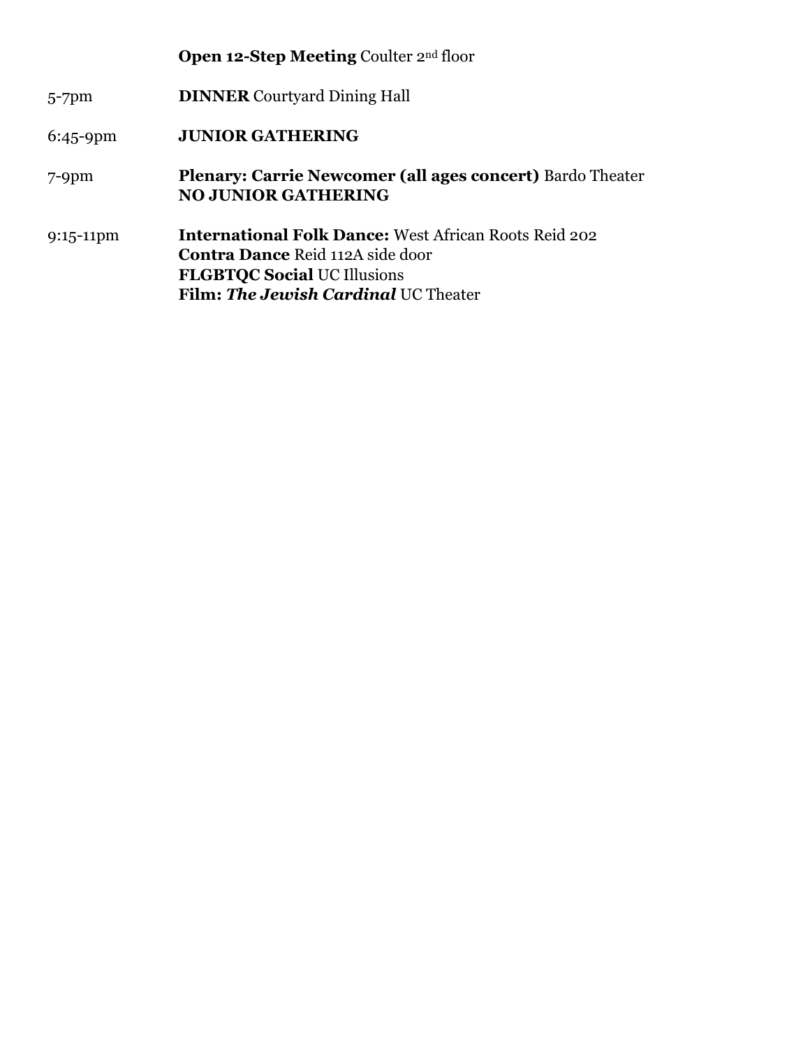| | |
|---|---|
| | **Open 12-Step Meeting** Coulter 2nd floor |
| 5-7pm | **DINNER** Courtyard Dining Hall |
| 6:45-9pm | **JUNIOR GATHERING** |
| 7-9pm | **Plenary: Carrie Newcomer (all ages concert)** Bardo Theater<br>**NO JUNIOR GATHERING** |
| 9:15-11pm | **International Folk Dance:** West African Roots Reid 202<br>**Contra Dance** Reid 112A side door<br>**FLGBTQC Social** UC Illusions<br>**Film: *The Jewish Cardinal*** UC Theater |